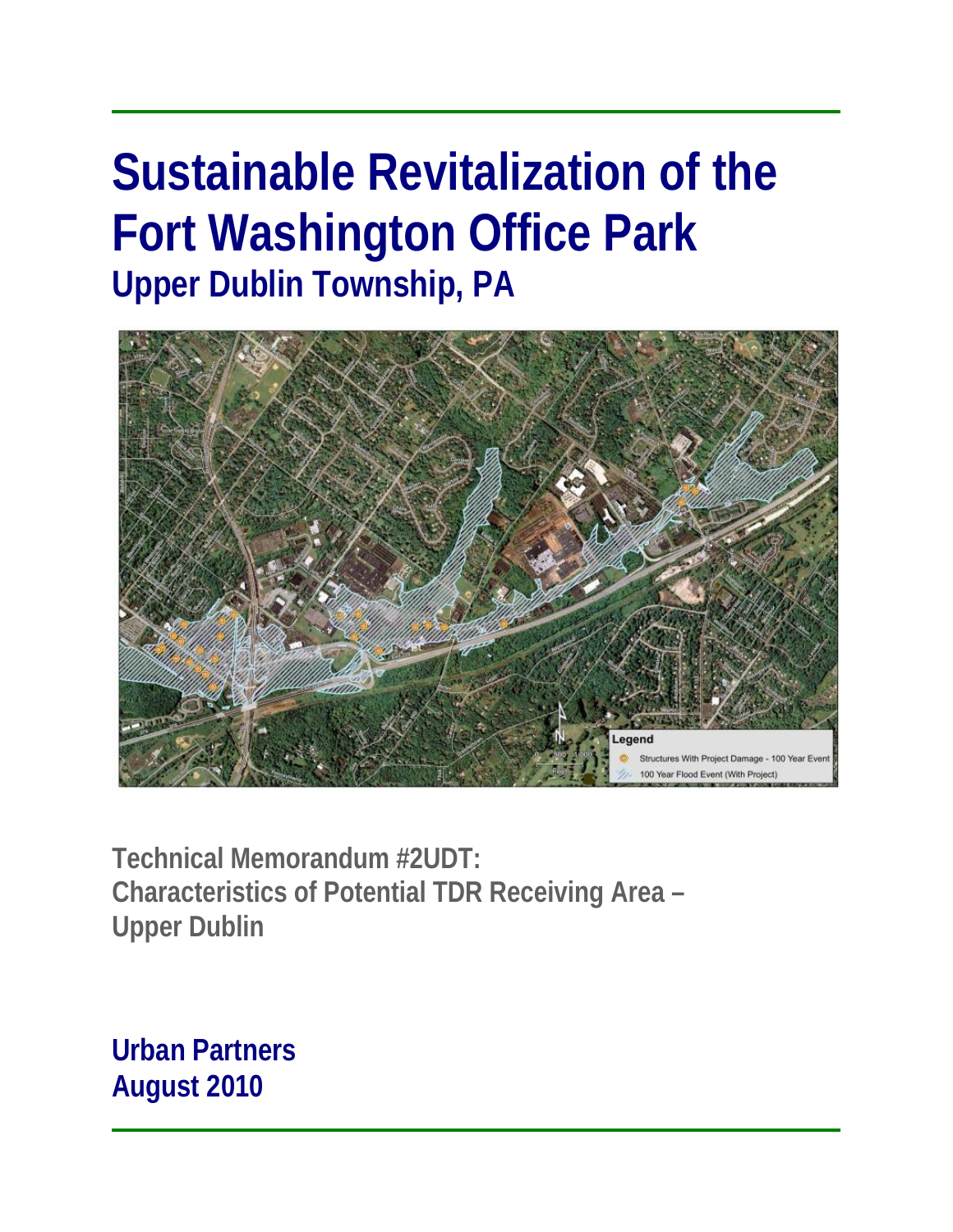# Sustainable Revitalization of the Fort Washington Office Park

## Upper Dublin Township, PA

**Technical Memorandum #2UDT:**
**Characteristics of Potential TDR Receiving Area – Upper Dublin**

**Urban Partners**
**August 2010**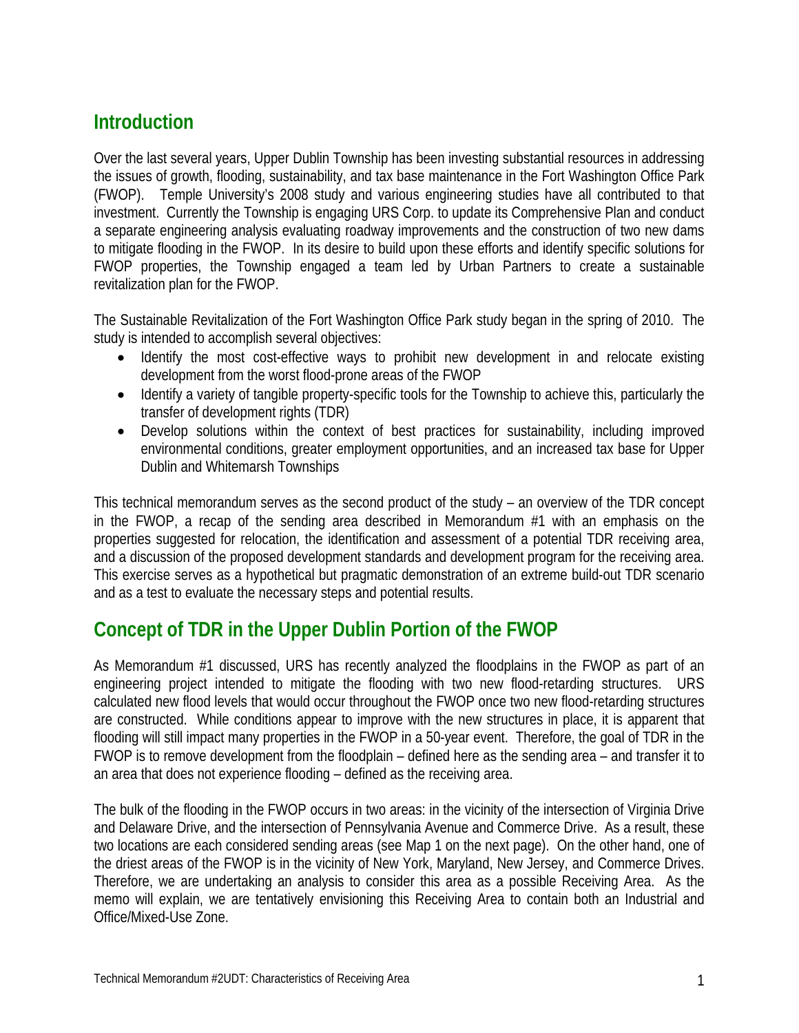## Introduction

Over the last several years, Upper Dublin Township has been investing substantial resources in addressing the issues of growth, flooding, sustainability, and tax base maintenance in the Fort Washington Office Park (FWOP). Temple University's 2008 study and various engineering studies have all contributed to that investment. Currently the Township is engaging URS Corp. to update its Comprehensive Plan and conduct a separate engineering analysis evaluating roadway improvements and the construction of two new dams to mitigate flooding in the FWOP. In its desire to build upon these efforts and identify specific solutions for FWOP properties, the Township engaged a team led by Urban Partners to create a sustainable revitalization plan for the FWOP.

The Sustainable Revitalization of the Fort Washington Office Park study began in the spring of 2010. The study is intended to accomplish several objectives:

- Identify the most cost-effective ways to prohibit new development in and relocate existing development from the worst flood-prone areas of the FWOP
- Identify a variety of tangible property-specific tools for the Township to achieve this, particularly the transfer of development rights (TDR)
- Develop solutions within the context of best practices for sustainability, including improved environmental conditions, greater employment opportunities, and an increased tax base for Upper Dublin and Whitemarsh Townships

This technical memorandum serves as the second product of the study – an overview of the TDR concept in the FWOP, a recap of the sending area described in Memorandum #1 with an emphasis on the properties suggested for relocation, the identification and assessment of a potential TDR receiving area, and a discussion of the proposed development standards and development program for the receiving area. This exercise serves as a hypothetical but pragmatic demonstration of an extreme build-out TDR scenario and as a test to evaluate the necessary steps and potential results.

## Concept of TDR in the Upper Dublin Portion of the FWOP

As Memorandum #1 discussed, URS has recently analyzed the floodplains in the FWOP as part of an engineering project intended to mitigate the flooding with two new flood-retarding structures. URS calculated new flood levels that would occur throughout the FWOP once two new flood-retarding structures are constructed. While conditions appear to improve with the new structures in place, it is apparent that flooding will still impact many properties in the FWOP in a 50-year event. Therefore, the goal of TDR in the FWOP is to remove development from the floodplain – defined here as the sending area – and transfer it to an area that does not experience flooding – defined as the receiving area.

The bulk of the flooding in the FWOP occurs in two areas: in the vicinity of the intersection of Virginia Drive and Delaware Drive, and the intersection of Pennsylvania Avenue and Commerce Drive. As a result, these two locations are each considered sending areas (see Map 1 on the next page). On the other hand, one of the driest areas of the FWOP is in the vicinity of New York, Maryland, New Jersey, and Commerce Drives. Therefore, we are undertaking an analysis to consider this area as a possible Receiving Area. As the memo will explain, we are tentatively envisioning this Receiving Area to contain both an Industrial and Office/Mixed-Use Zone.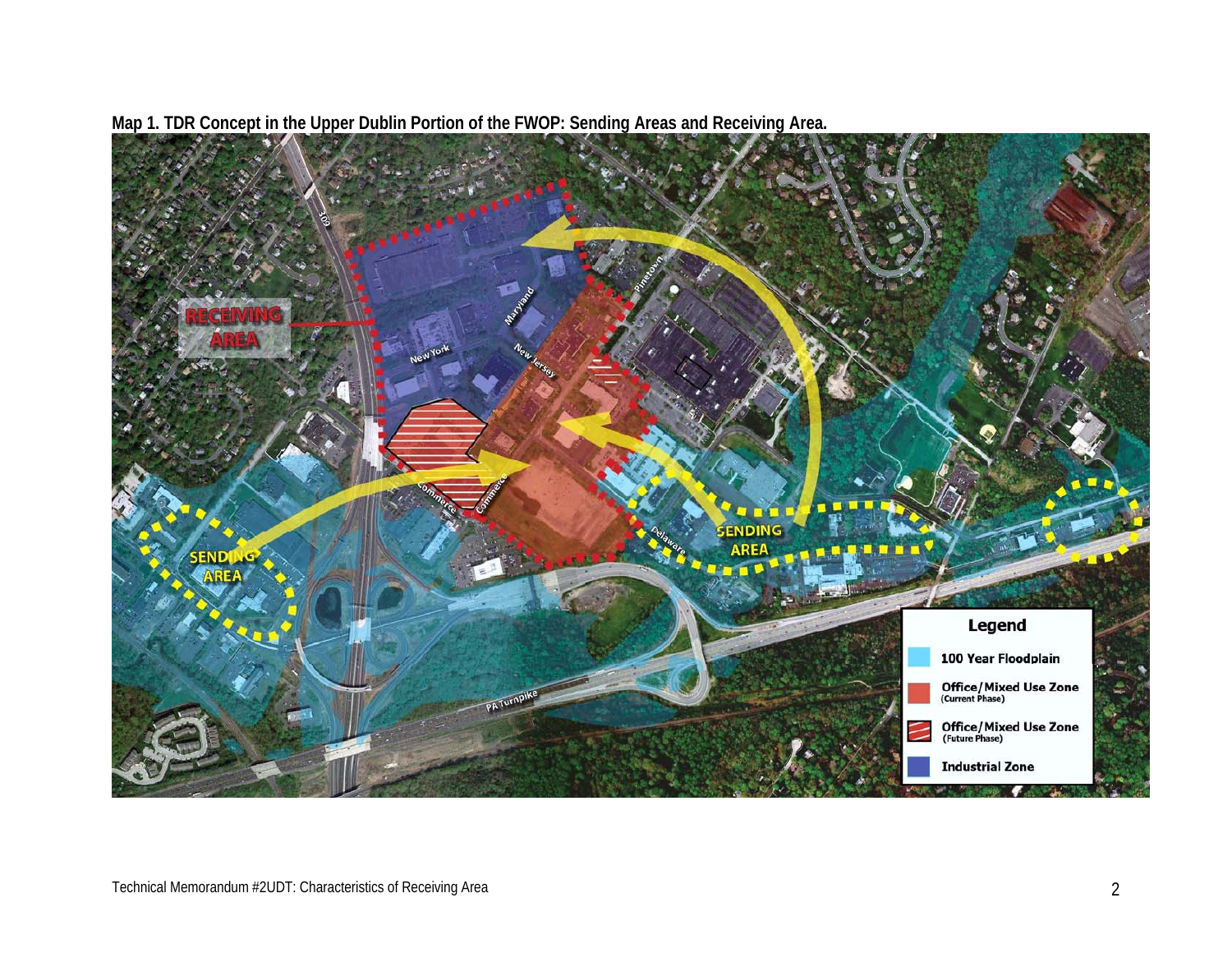**Map 1. TDR Concept in the Upper Dublin Portion of the FWOP: Sending Areas and Receiving Area.**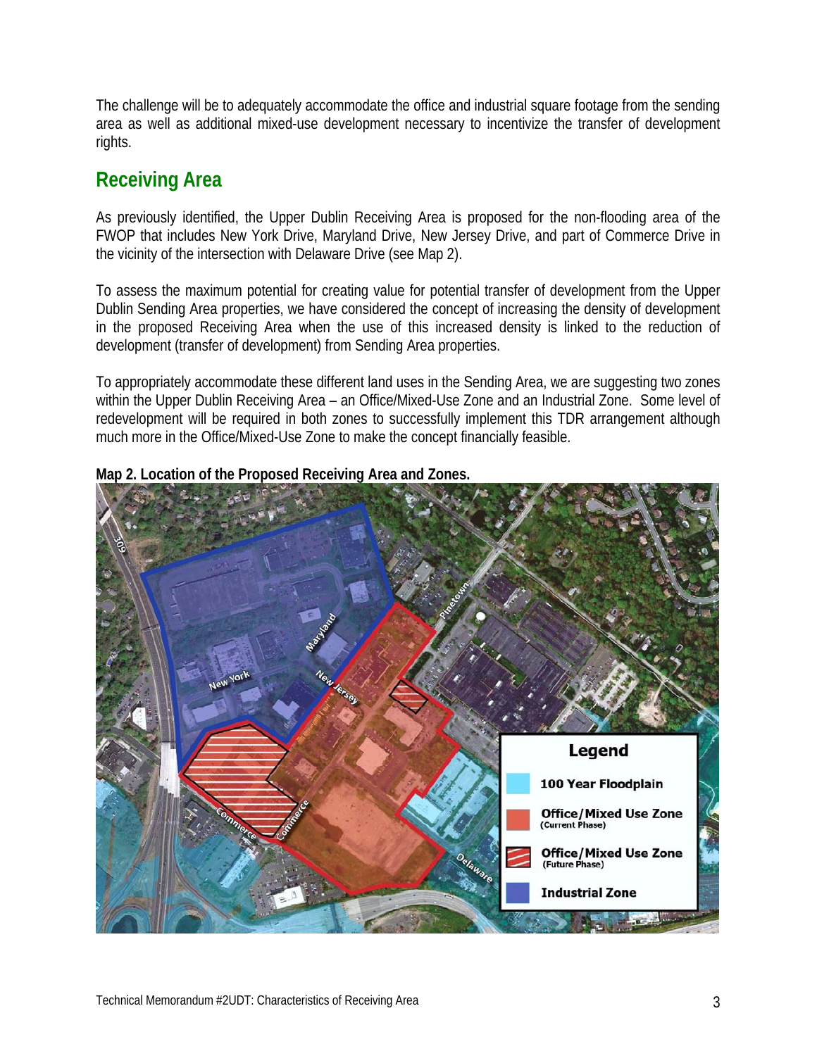The challenge will be to adequately accommodate the office and industrial square footage from the sending area as well as additional mixed-use development necessary to incentivize the transfer of development rights.

## Receiving Area

As previously identified, the Upper Dublin Receiving Area is proposed for the non-flooding area of the FWOP that includes New York Drive, Maryland Drive, New Jersey Drive, and part of Commerce Drive in the vicinity of the intersection with Delaware Drive (see Map 2).

To assess the maximum potential for creating value for potential transfer of development from the Upper Dublin Sending Area properties, we have considered the concept of increasing the density of development in the proposed Receiving Area when the use of this increased density is linked to the reduction of development (transfer of development) from Sending Area properties.

To appropriately accommodate these different land uses in the Sending Area, we are suggesting two zones within the Upper Dublin Receiving Area – an Office/Mixed-Use Zone and an Industrial Zone. Some level of redevelopment will be required in both zones to successfully implement this TDR arrangement although much more in the Office/Mixed-Use Zone to make the concept financially feasible.

**Map 2. Location of the Proposed Receiving Area and Zones.**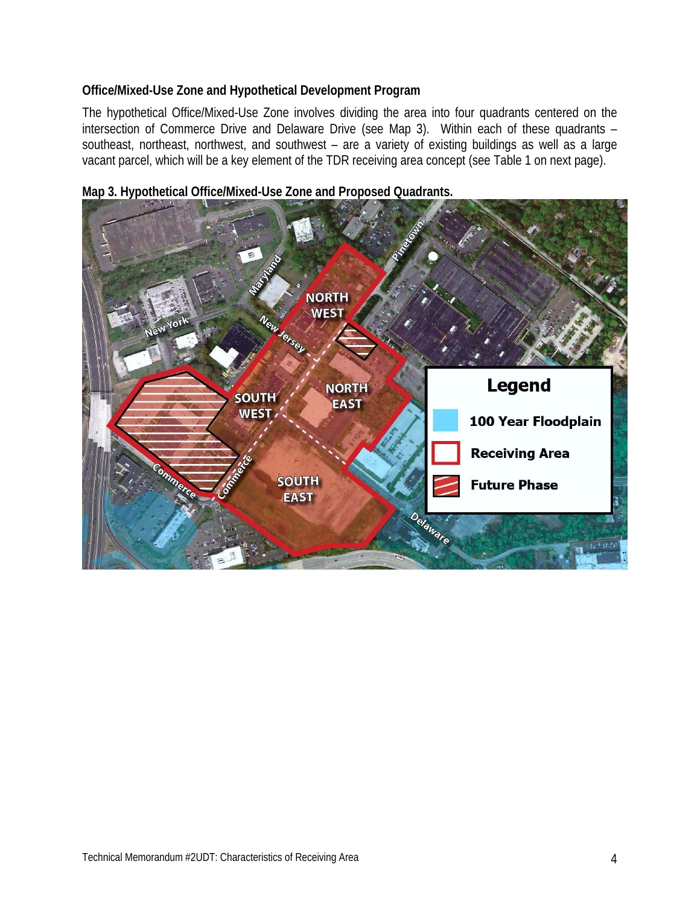**Office/Mixed-Use Zone and Hypothetical Development Program**

The hypothetical Office/Mixed-Use Zone involves dividing the area into four quadrants centered on the intersection of Commerce Drive and Delaware Drive (see Map 3). Within each of these quadrants – southeast, northeast, northwest, and southwest – are a variety of existing buildings as well as a large vacant parcel, which will be a key element of the TDR receiving area concept (see Table 1 on next page).

**Map 3. Hypothetical Office/Mixed-Use Zone and Proposed Quadrants.**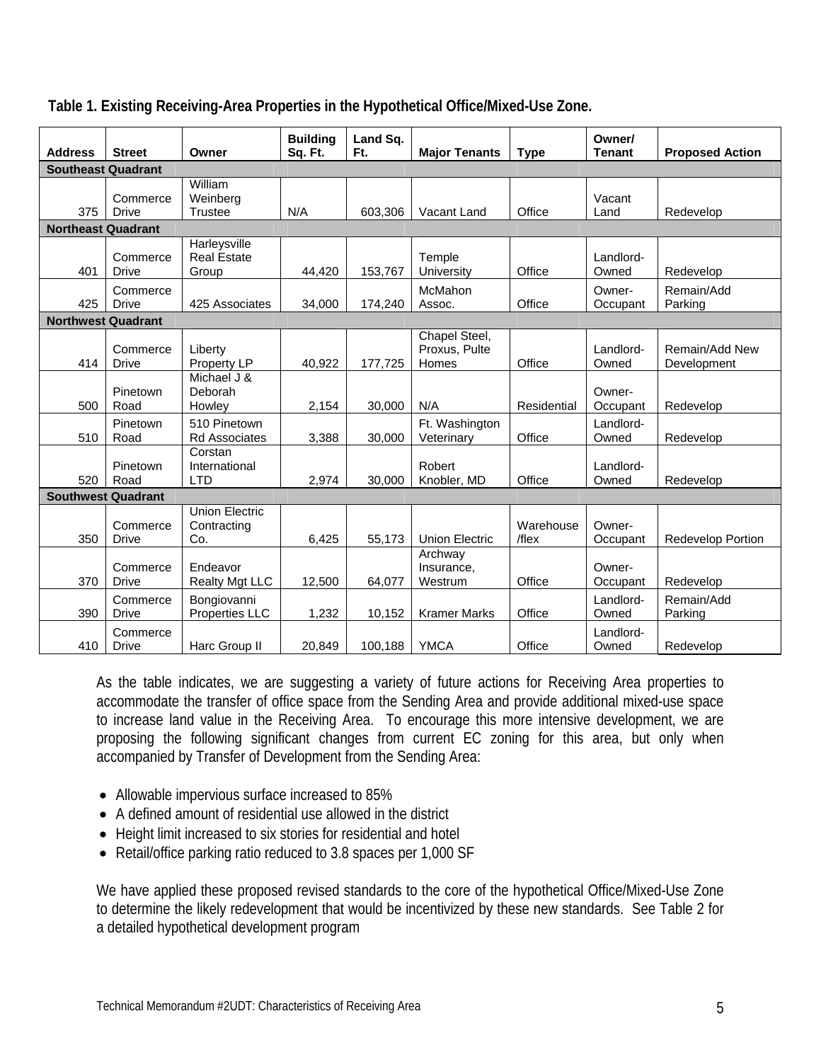**Table 1. Existing Receiving-Area Properties in the Hypothetical Office/Mixed-Use Zone.**

| Address | Street | Owner | Building Sq. Ft. | Land Sq. Ft. | Major Tenants | Type | Owner/ Tenant | Proposed Action |
|---|---|---|---|---|---|---|---|---|
| **Southeast Quadrant** | | | | | | | | |
| 375 | Commerce Drive | William Weinberg Trustee | N/A | 603,306 | Vacant Land | Office | Vacant Land | Redevelop |
| **Northeast Quadrant** | | | | | | | | |
| 401 | Commerce Drive | Harleysville Real Estate Group | 44,420 | 153,767 | Temple University | Office | Landlord-Owned | Redevelop |
| 425 | Commerce Drive | 425 Associates | 34,000 | 174,240 | McMahon Assoc. | Office | Owner-Occupant | Remain/Add Parking |
| **Northwest Quadrant** | | | | | | | | |
| 414 | Commerce Drive | Liberty Property LP | 40,922 | 177,725 | Chapel Steel, Proxus, Pulte Homes | Office | Landlord-Owned | Remain/Add New Development |
| 500 | Pinetown Road | Michael J & Deborah Howley | 2,154 | 30,000 | N/A | Residential | Owner-Occupant | Redevelop |
| 510 | Pinetown Road | 510 Pinetown Rd Associates | 3,388 | 30,000 | Ft. Washington Veterinary | Office | Landlord-Owned | Redevelop |
| 520 | Pinetown Road | Corstan International LTD | 2,974 | 30,000 | Robert Knobler, MD | Office | Landlord-Owned | Redevelop |
| **Southwest Quadrant** | | | | | | | | |
| 350 | Commerce Drive | Union Electric Contracting Co. | 6,425 | 55,173 | Union Electric | Warehouse /flex | Owner-Occupant | Redevelop Portion |
| 370 | Commerce Drive | Endeavor Realty Mgt LLC | 12,500 | 64,077 | Archway Insurance, Westrum | Office | Owner-Occupant | Redevelop |
| 390 | Commerce Drive | Bongiovanni Properties LLC | 1,232 | 10,152 | Kramer Marks | Office | Landlord-Owned | Remain/Add Parking |
| 410 | Commerce Drive | Harc Group II | 20,849 | 100,188 | YMCA | Office | Landlord-Owned | Redevelop |

As the table indicates, we are suggesting a variety of future actions for Receiving Area properties to accommodate the transfer of office space from the Sending Area and provide additional mixed-use space to increase land value in the Receiving Area. To encourage this more intensive development, we are proposing the following significant changes from current EC zoning for this area, but only when accompanied by Transfer of Development from the Sending Area:

- Allowable impervious surface increased to 85%
- A defined amount of residential use allowed in the district
- Height limit increased to six stories for residential and hotel
- Retail/office parking ratio reduced to 3.8 spaces per 1,000 SF

We have applied these proposed revised standards to the core of the hypothetical Office/Mixed-Use Zone to determine the likely redevelopment that would be incentivized by these new standards. See Table 2 for a detailed hypothetical development program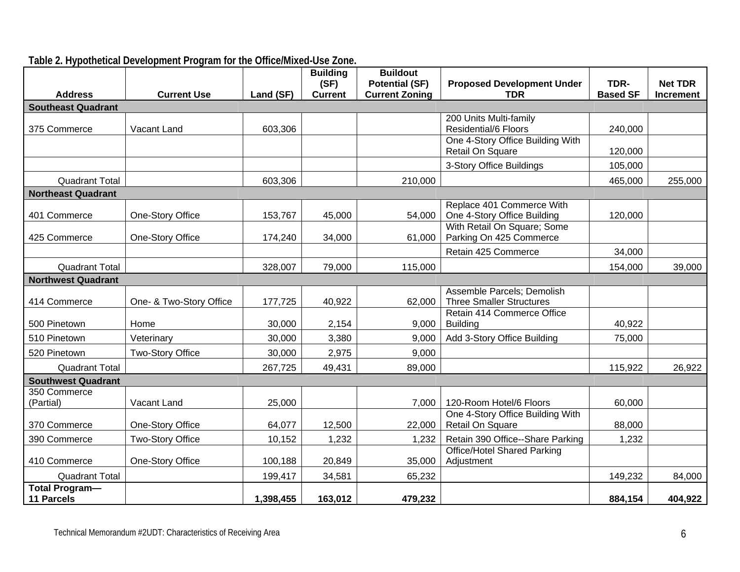**Table 2. Hypothetical Development Program for the Office/Mixed-Use Zone.**

| Address | Current Use | Land (SF) | Building (SF) Current | Buildout Potential (SF) Current Zoning | Proposed Development Under TDR | TDR-Based SF | Net TDR Increment |
|---|---|---|---|---|---|---|---|
| **Southeast Quadrant** | | | | | | | |
| 375 Commerce | Vacant Land | 603,306 | | | 200 Units Multi-family Residential/6 Floors | 240,000 | |
| | | | | | One 4-Story Office Building With Retail On Square | 120,000 | |
| | | | | | 3-Story Office Buildings | 105,000 | |
| Quadrant Total | | 603,306 | | 210,000 | | 465,000 | 255,000 |
| **Northeast Quadrant** | | | | | | | |
| 401 Commerce | One-Story Office | 153,767 | 45,000 | 54,000 | Replace 401 Commerce With One 4-Story Office Building | 120,000 | |
| 425 Commerce | One-Story Office | 174,240 | 34,000 | 61,000 | With Retail On Square; Some Parking On 425 Commerce | | |
| | | | | | Retain 425 Commerce | 34,000 | |
| Quadrant Total | | 328,007 | 79,000 | 115,000 | | 154,000 | 39,000 |
| **Northwest Quadrant** | | | | | | | |
| 414 Commerce | One- & Two-Story Office | 177,725 | 40,922 | 62,000 | Assemble Parcels; Demolish Three Smaller Structures | | |
| 500 Pinetown | Home | 30,000 | 2,154 | 9,000 | Retain 414 Commerce Office Building | 40,922 | |
| 510 Pinetown | Veterinary | 30,000 | 3,380 | 9,000 | Add 3-Story Office Building | 75,000 | |
| 520 Pinetown | Two-Story Office | 30,000 | 2,975 | 9,000 | | | |
| Quadrant Total | | 267,725 | 49,431 | 89,000 | | 115,922 | 26,922 |
| **Southwest Quadrant** | | | | | | | |
| 350 Commerce (Partial) | Vacant Land | 25,000 | | 7,000 | 120-Room Hotel/6 Floors | 60,000 | |
| 370 Commerce | One-Story Office | 64,077 | 12,500 | 22,000 | One 4-Story Office Building With Retail On Square | 88,000 | |
| 390 Commerce | Two-Story Office | 10,152 | 1,232 | 1,232 | Retain 390 Office--Share Parking | 1,232 | |
| 410 Commerce | One-Story Office | 100,188 | 20,849 | 35,000 | Office/Hotel Shared Parking Adjustment | | |
| Quadrant Total | | 199,417 | 34,581 | 65,232 | | 149,232 | 84,000 |
| **Total Program— 11 Parcels** | | **1,398,455** | **163,012** | **479,232** | | **884,154** | **404,922** |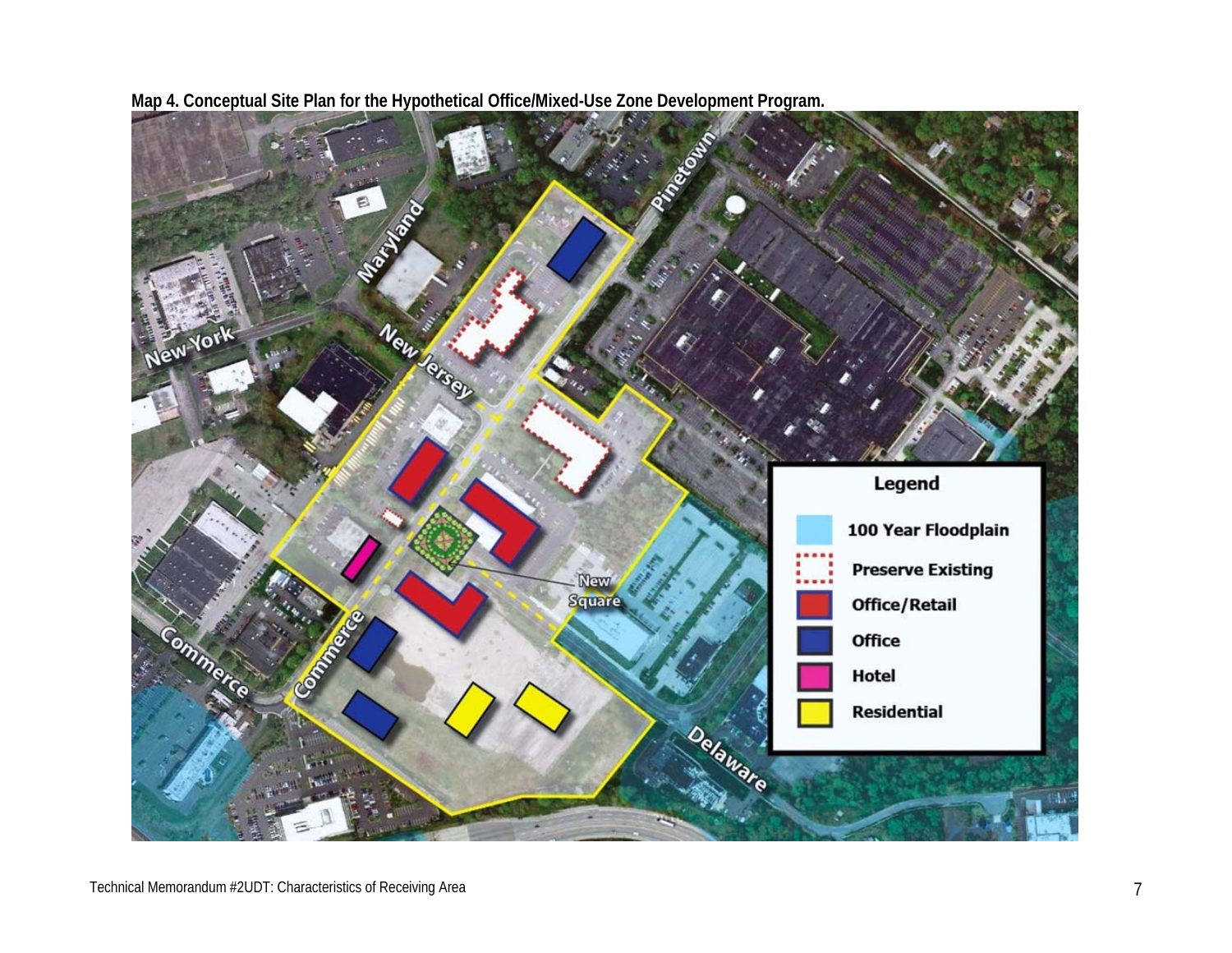**Map 4. Conceptual Site Plan for the Hypothetical Office/Mixed-Use Zone Development Program.**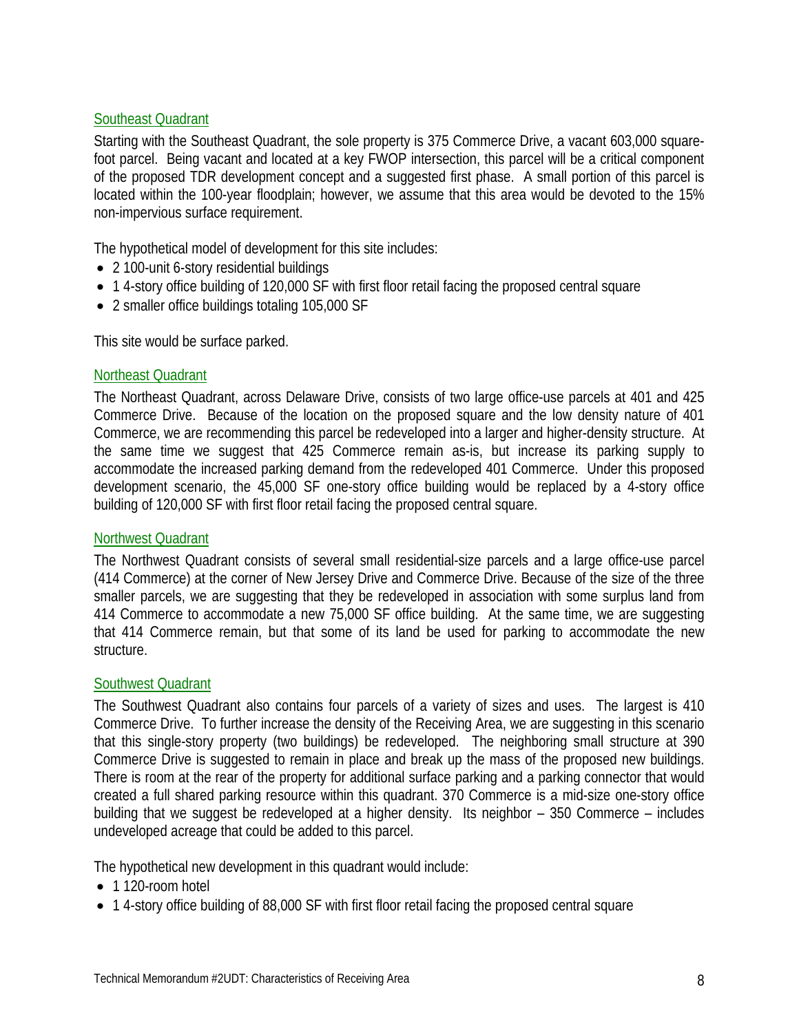### Southeast Quadrant

Starting with the Southeast Quadrant, the sole property is 375 Commerce Drive, a vacant 603,000 square-foot parcel. Being vacant and located at a key FWOP intersection, this parcel will be a critical component of the proposed TDR development concept and a suggested first phase. A small portion of this parcel is located within the 100-year floodplain; however, we assume that this area would be devoted to the 15% non-impervious surface requirement.

The hypothetical model of development for this site includes:

- 2 100-unit 6-story residential buildings
- 1 4-story office building of 120,000 SF with first floor retail facing the proposed central square
- 2 smaller office buildings totaling 105,000 SF

This site would be surface parked.

### Northeast Quadrant

The Northeast Quadrant, across Delaware Drive, consists of two large office-use parcels at 401 and 425 Commerce Drive. Because of the location on the proposed square and the low density nature of 401 Commerce, we are recommending this parcel be redeveloped into a larger and higher-density structure. At the same time we suggest that 425 Commerce remain as-is, but increase its parking supply to accommodate the increased parking demand from the redeveloped 401 Commerce. Under this proposed development scenario, the 45,000 SF one-story office building would be replaced by a 4-story office building of 120,000 SF with first floor retail facing the proposed central square.

### Northwest Quadrant

The Northwest Quadrant consists of several small residential-size parcels and a large office-use parcel (414 Commerce) at the corner of New Jersey Drive and Commerce Drive. Because of the size of the three smaller parcels, we are suggesting that they be redeveloped in association with some surplus land from 414 Commerce to accommodate a new 75,000 SF office building. At the same time, we are suggesting that 414 Commerce remain, but that some of its land be used for parking to accommodate the new structure.

### Southwest Quadrant

The Southwest Quadrant also contains four parcels of a variety of sizes and uses. The largest is 410 Commerce Drive. To further increase the density of the Receiving Area, we are suggesting in this scenario that this single-story property (two buildings) be redeveloped. The neighboring small structure at 390 Commerce Drive is suggested to remain in place and break up the mass of the proposed new buildings. There is room at the rear of the property for additional surface parking and a parking connector that would created a full shared parking resource within this quadrant. 370 Commerce is a mid-size one-story office building that we suggest be redeveloped at a higher density. Its neighbor – 350 Commerce – includes undeveloped acreage that could be added to this parcel.

The hypothetical new development in this quadrant would include:

- 1 120-room hotel
- 1 4-story office building of 88,000 SF with first floor retail facing the proposed central square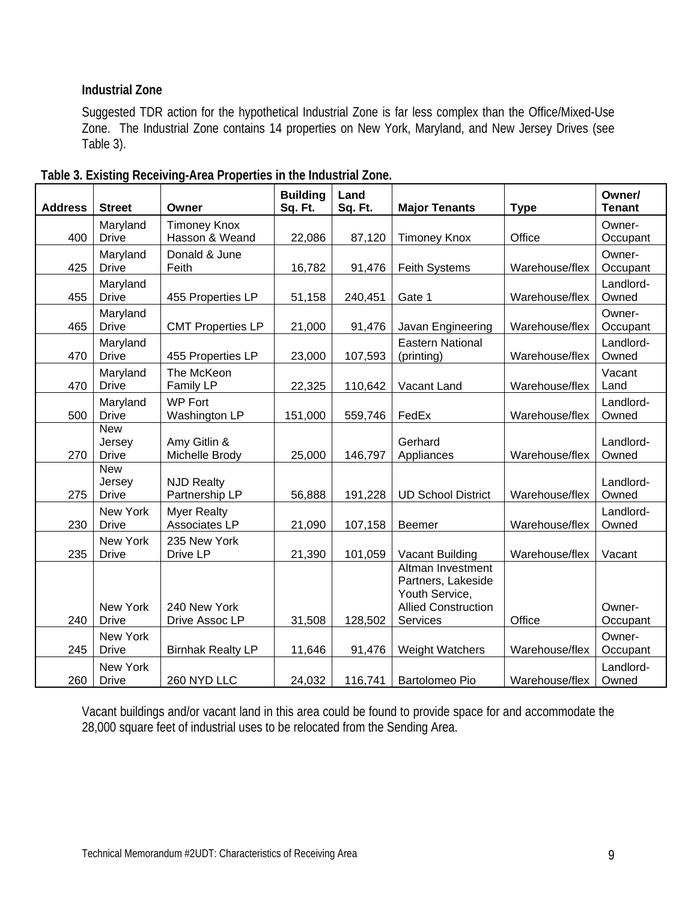### Industrial Zone

Suggested TDR action for the hypothetical Industrial Zone is far less complex than the Office/Mixed-Use Zone. The Industrial Zone contains 14 properties on New York, Maryland, and New Jersey Drives (see Table 3).

**Table 3. Existing Receiving-Area Properties in the Industrial Zone.**

| Address | Street | Owner | Building Sq. Ft. | Land Sq. Ft. | Major Tenants | Type | Owner/ Tenant |
|---|---|---|---|---|---|---|---|
| 400 | Maryland Drive | Timoney Knox Hasson & Weand | 22,086 | 87,120 | Timoney Knox | Office | Owner-Occupant |
| 425 | Maryland Drive | Donald & June Feith | 16,782 | 91,476 | Feith Systems | Warehouse/flex | Owner-Occupant |
| 455 | Maryland Drive | 455 Properties LP | 51,158 | 240,451 | Gate 1 | Warehouse/flex | Landlord-Owned |
| 465 | Maryland Drive | CMT Properties LP | 21,000 | 91,476 | Javan Engineering | Warehouse/flex | Owner-Occupant |
| 470 | Maryland Drive | 455 Properties LP | 23,000 | 107,593 | Eastern National (printing) | Warehouse/flex | Landlord-Owned |
| 470 | Maryland Drive | The McKeon Family LP | 22,325 | 110,642 | Vacant Land | Warehouse/flex | Vacant Land |
| 500 | Maryland Drive | WP Fort Washington LP | 151,000 | 559,746 | FedEx | Warehouse/flex | Landlord-Owned |
| 270 | New Jersey Drive | Amy Gitlin & Michelle Brody | 25,000 | 146,797 | Gerhard Appliances | Warehouse/flex | Landlord-Owned |
| 275 | New Jersey Drive | NJD Realty Partnership LP | 56,888 | 191,228 | UD School District | Warehouse/flex | Landlord-Owned |
| 230 | New York Drive | Myer Realty Associates LP | 21,090 | 107,158 | Beemer | Warehouse/flex | Landlord-Owned |
| 235 | New York Drive | 235 New York Drive LP | 21,390 | 101,059 | Vacant Building | Warehouse/flex | Vacant |
| 240 | New York Drive | 240 New York Drive Assoc LP | 31,508 | 128,502 | Altman Investment Partners, Lakeside Youth Service, Allied Construction Services | Office | Owner-Occupant |
| 245 | New York Drive | Birnhak Realty LP | 11,646 | 91,476 | Weight Watchers | Warehouse/flex | Owner-Occupant |
| 260 | New York Drive | 260 NYD LLC | 24,032 | 116,741 | Bartolomeo Pio | Warehouse/flex | Landlord-Owned |

Vacant buildings and/or vacant land in this area could be found to provide space for and accommodate the 28,000 square feet of industrial uses to be relocated from the Sending Area.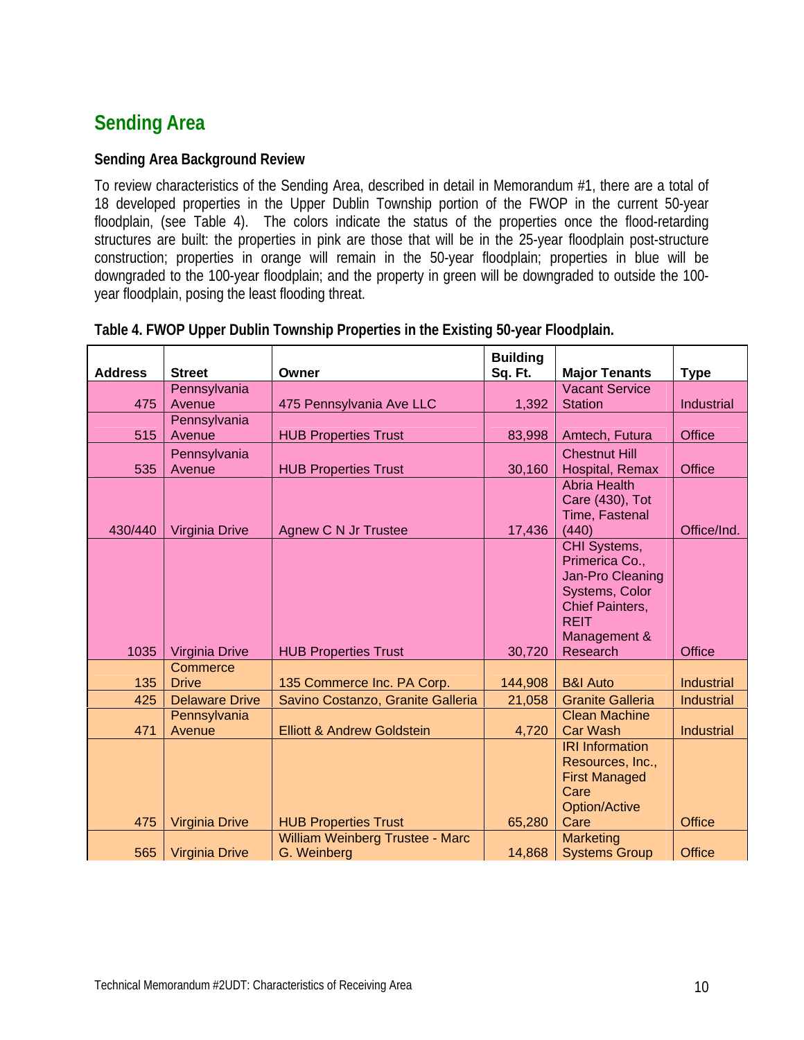## Sending Area

### Sending Area Background Review

To review characteristics of the Sending Area, described in detail in Memorandum #1, there are a total of 18 developed properties in the Upper Dublin Township portion of the FWOP in the current 50-year floodplain, (see Table 4). The colors indicate the status of the properties once the flood-retarding structures are built: the properties in pink are those that will be in the 25-year floodplain post-structure construction; properties in orange will remain in the 50-year floodplain; properties in blue will be downgraded to the 100-year floodplain; and the property in green will be downgraded to outside the 100-year floodplain, posing the least flooding threat.

**Table 4. FWOP Upper Dublin Township Properties in the Existing 50-year Floodplain.**

| Address | Street | Owner | Building Sq. Ft. | Major Tenants | Type |
|---|---|---|---|---|---|
| 475 | Pennsylvania Avenue | 475 Pennsylvania Ave LLC | 1,392 | Vacant Service Station | Industrial |
| 515 | Pennsylvania Avenue | HUB Properties Trust | 83,998 | Amtech, Futura | Office |
| 535 | Pennsylvania Avenue | HUB Properties Trust | 30,160 | Chestnut Hill Hospital, Remax | Office |
| 430/440 | Virginia Drive | Agnew C N Jr Trustee | 17,436 | Abria Health Care (430), Tot Time, Fastenal (440) | Office/Ind. |
| 1035 | Virginia Drive | HUB Properties Trust | 30,720 | CHI Systems, Primerica Co., Jan-Pro Cleaning Systems, Color Chief Painters, REIT Management & Research | Office |
| 135 | Commerce Drive | 135 Commerce Inc. PA Corp. | 144,908 | B&I Auto | Industrial |
| 425 | Delaware Drive | Savino Costanzo, Granite Galleria | 21,058 | Granite Galleria | Industrial |
| 471 | Pennsylvania Avenue | Elliott & Andrew Goldstein | 4,720 | Clean Machine Car Wash | Industrial |
| 475 | Virginia Drive | HUB Properties Trust | 65,280 | IRI Information Resources, Inc., First Managed Care Option/Active Care | Office |
| 565 | Virginia Drive | William Weinberg Trustee - Marc G. Weinberg | 14,868 | Marketing Systems Group | Office |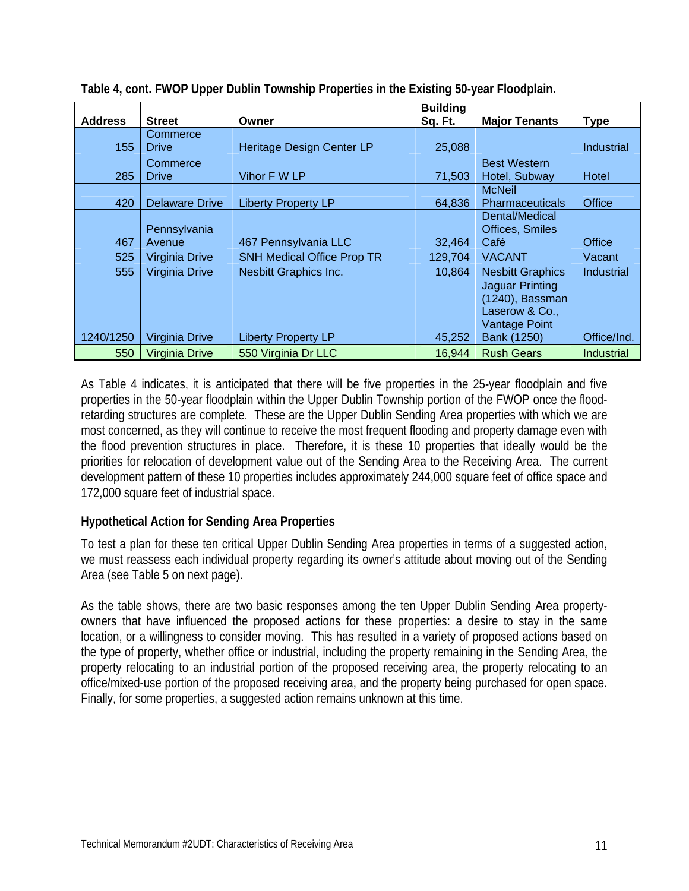**Table 4, cont. FWOP Upper Dublin Township Properties in the Existing 50-year Floodplain.**

| Address | Street | Owner | Building Sq. Ft. | Major Tenants | Type |
|---|---|---|---|---|---|
| 155 | Commerce Drive | Heritage Design Center LP | 25,088 | | Industrial |
| 285 | Commerce Drive | Vihor F W LP | 71,503 | Best Western Hotel, Subway | Hotel |
| 420 | Delaware Drive | Liberty Property LP | 64,836 | McNeil Pharmaceuticals | Office |
| 467 | Pennsylvania Avenue | 467 Pennsylvania LLC | 32,464 | Dental/Medical Offices, Smiles Café | Office |
| 525 | Virginia Drive | SNH Medical Office Prop TR | 129,704 | VACANT | Vacant |
| 555 | Virginia Drive | Nesbitt Graphics Inc. | 10,864 | Nesbitt Graphics | Industrial |
| 1240/1250 | Virginia Drive | Liberty Property LP | 45,252 | Jaguar Printing (1240), Bassman Laserow & Co., Vantage Point Bank (1250) | Office/Ind. |
| 550 | Virginia Drive | 550 Virginia Dr LLC | 16,944 | Rush Gears | Industrial |

As Table 4 indicates, it is anticipated that there will be five properties in the 25-year floodplain and five properties in the 50-year floodplain within the Upper Dublin Township portion of the FWOP once the flood-retarding structures are complete. These are the Upper Dublin Sending Area properties with which we are most concerned, as they will continue to receive the most frequent flooding and property damage even with the flood prevention structures in place. Therefore, it is these 10 properties that ideally would be the priorities for relocation of development value out of the Sending Area to the Receiving Area. The current development pattern of these 10 properties includes approximately 244,000 square feet of office space and 172,000 square feet of industrial space.

### Hypothetical Action for Sending Area Properties

To test a plan for these ten critical Upper Dublin Sending Area properties in terms of a suggested action, we must reassess each individual property regarding its owner's attitude about moving out of the Sending Area (see Table 5 on next page).

As the table shows, there are two basic responses among the ten Upper Dublin Sending Area property-owners that have influenced the proposed actions for these properties: a desire to stay in the same location, or a willingness to consider moving. This has resulted in a variety of proposed actions based on the type of property, whether office or industrial, including the property remaining in the Sending Area, the property relocating to an industrial portion of the proposed receiving area, the property relocating to an office/mixed-use portion of the proposed receiving area, and the property being purchased for open space. Finally, for some properties, a suggested action remains unknown at this time.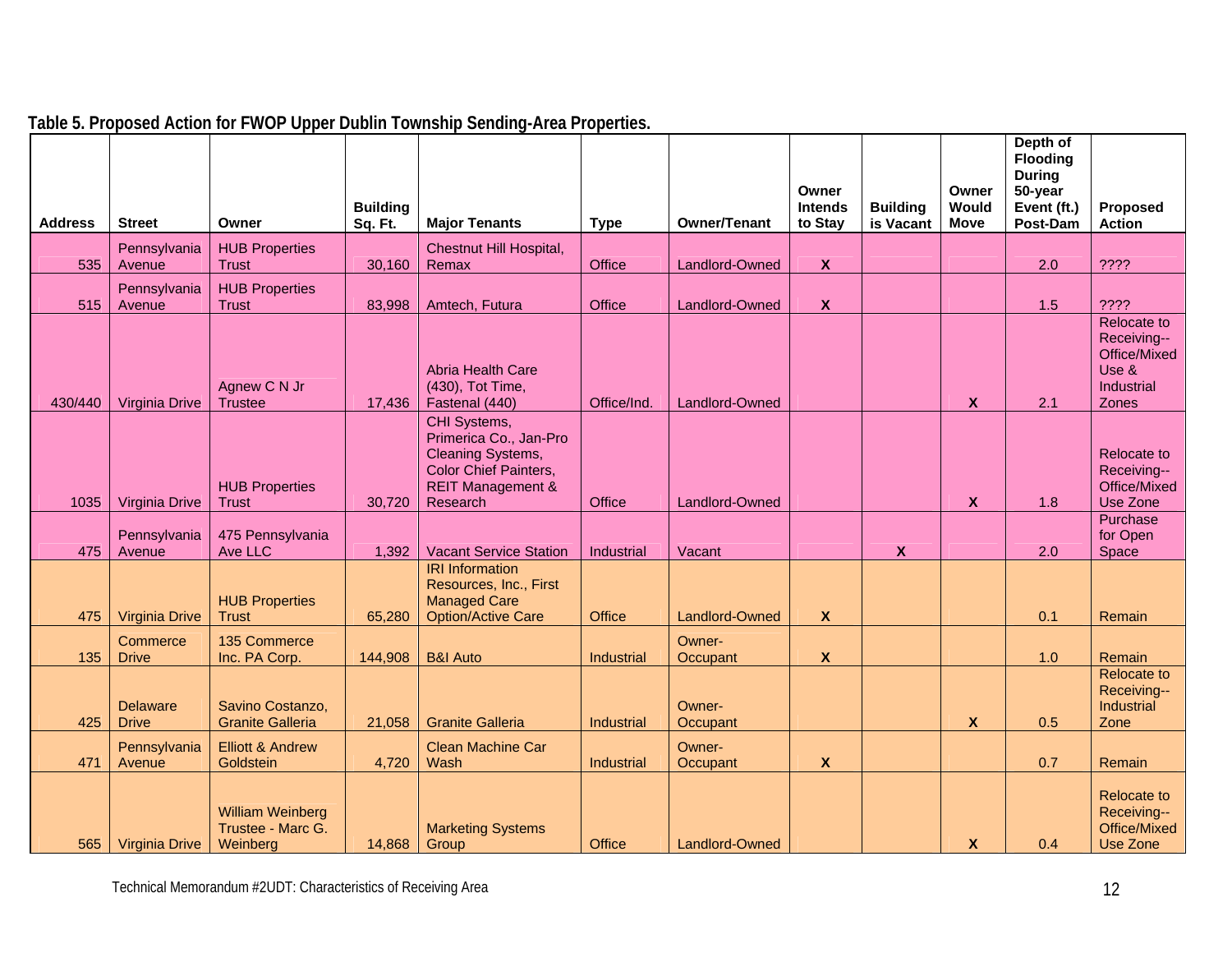**Table 5. Proposed Action for FWOP Upper Dublin Township Sending-Area Properties.**

| Address | Street | Owner | Building Sq. Ft. | Major Tenants | Type | Owner/Tenant | Owner Intends to Stay | Building is Vacant | Owner Would Move | Depth of Flooding During 50-year Event (ft.) Post-Dam | Proposed Action |
|---|---|---|---|---|---|---|---|---|---|---|---|
| 535 | Pennsylvania Avenue | HUB Properties Trust | 30,160 | Chestnut Hill Hospital, Remax | Office | Landlord-Owned | X | | | 2.0 | ???? |
| 515 | Pennsylvania Avenue | HUB Properties Trust | 83,998 | Amtech, Futura | Office | Landlord-Owned | X | | | 1.5 | ???? |
| 430/440 | Virginia Drive | Agnew C N Jr Trustee | 17,436 | Abria Health Care (430), Tot Time, Fastenal (440) | Office/Ind. | Landlord-Owned | | | X | 2.1 | Relocate to Receiving--Office/Mixed Use & Industrial Zones |
| 1035 | Virginia Drive | HUB Properties Trust | 30,720 | CHI Systems, Primerica Co., Jan-Pro Cleaning Systems, Color Chief Painters, REIT Management & Research | Office | Landlord-Owned | | | X | 1.8 | Relocate to Receiving--Office/Mixed Use Zone |
| 475 | Pennsylvania Avenue | 475 Pennsylvania Ave LLC | 1,392 | Vacant Service Station | Industrial | Vacant | | X | | 2.0 | Purchase for Open Space |
| 475 | Virginia Drive | HUB Properties Trust | 65,280 | IRI Information Resources, Inc., First Managed Care Option/Active Care | Office | Landlord-Owned | X | | | 0.1 | Remain |
| 135 | Commerce Drive | 135 Commerce Inc. PA Corp. | 144,908 | B&I Auto | Industrial | Owner-Occupant | X | | | 1.0 | Remain |
| 425 | Delaware Drive | Savino Costanzo, Granite Galleria | 21,058 | Granite Galleria | Industrial | Owner-Occupant | | | X | 0.5 | Relocate to Receiving--Industrial Zone |
| 471 | Pennsylvania Avenue | Elliott & Andrew Goldstein | 4,720 | Clean Machine Car Wash | Industrial | Owner-Occupant | X | | | 0.7 | Remain |
| 565 | Virginia Drive | William Weinberg Trustee - Marc G. Weinberg | 14,868 | Marketing Systems Group | Office | Landlord-Owned | | | X | 0.4 | Relocate to Receiving--Office/Mixed Use Zone |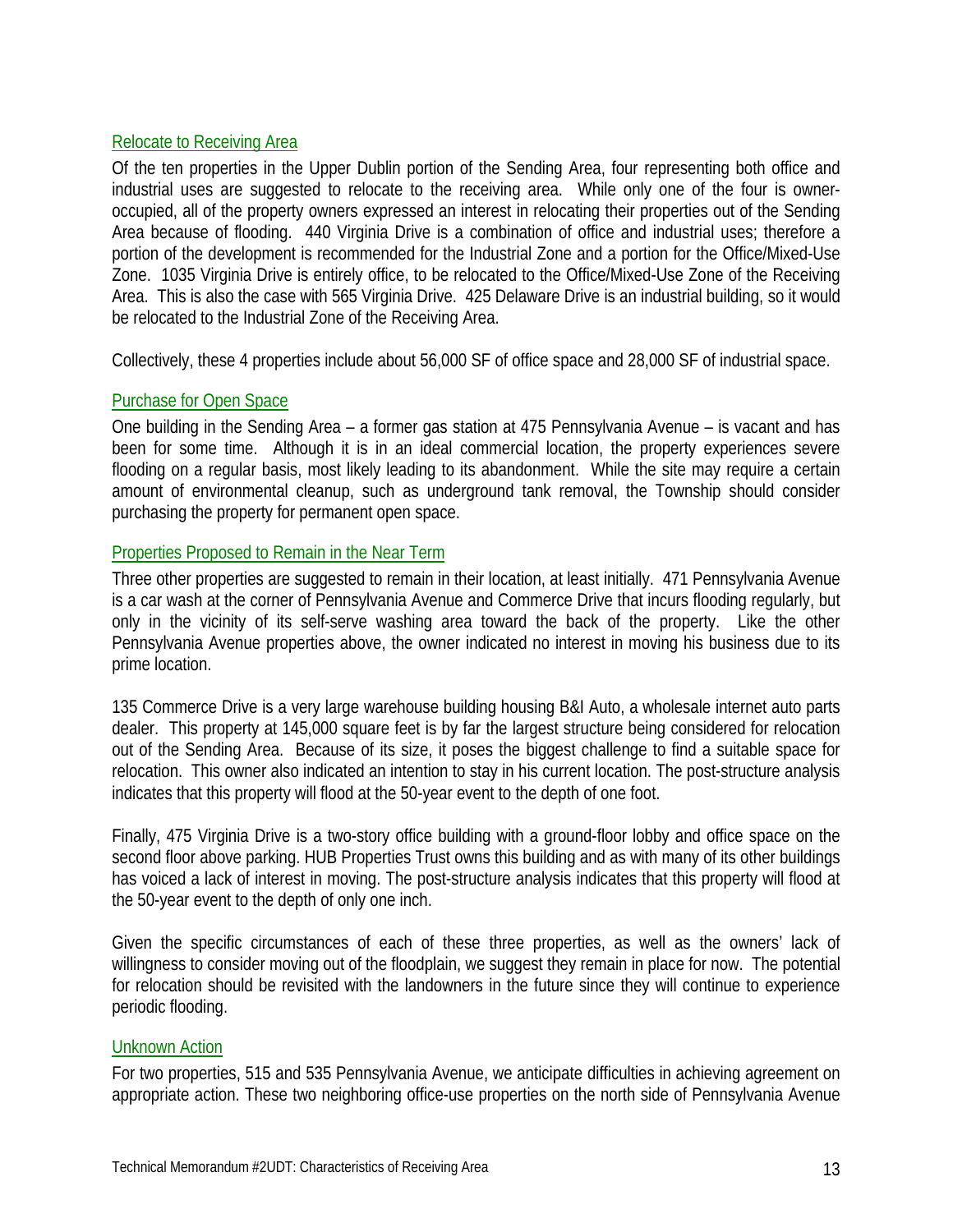### Relocate to Receiving Area

Of the ten properties in the Upper Dublin portion of the Sending Area, four representing both office and industrial uses are suggested to relocate to the receiving area. While only one of the four is owner-occupied, all of the property owners expressed an interest in relocating their properties out of the Sending Area because of flooding. 440 Virginia Drive is a combination of office and industrial uses; therefore a portion of the development is recommended for the Industrial Zone and a portion for the Office/Mixed-Use Zone. 1035 Virginia Drive is entirely office, to be relocated to the Office/Mixed-Use Zone of the Receiving Area. This is also the case with 565 Virginia Drive. 425 Delaware Drive is an industrial building, so it would be relocated to the Industrial Zone of the Receiving Area.

Collectively, these 4 properties include about 56,000 SF of office space and 28,000 SF of industrial space.

### Purchase for Open Space

One building in the Sending Area – a former gas station at 475 Pennsylvania Avenue – is vacant and has been for some time. Although it is in an ideal commercial location, the property experiences severe flooding on a regular basis, most likely leading to its abandonment. While the site may require a certain amount of environmental cleanup, such as underground tank removal, the Township should consider purchasing the property for permanent open space.

### Properties Proposed to Remain in the Near Term

Three other properties are suggested to remain in their location, at least initially. 471 Pennsylvania Avenue is a car wash at the corner of Pennsylvania Avenue and Commerce Drive that incurs flooding regularly, but only in the vicinity of its self-serve washing area toward the back of the property. Like the other Pennsylvania Avenue properties above, the owner indicated no interest in moving his business due to its prime location.

135 Commerce Drive is a very large warehouse building housing B&I Auto, a wholesale internet auto parts dealer. This property at 145,000 square feet is by far the largest structure being considered for relocation out of the Sending Area. Because of its size, it poses the biggest challenge to find a suitable space for relocation. This owner also indicated an intention to stay in his current location. The post-structure analysis indicates that this property will flood at the 50-year event to the depth of one foot.

Finally, 475 Virginia Drive is a two-story office building with a ground-floor lobby and office space on the second floor above parking. HUB Properties Trust owns this building and as with many of its other buildings has voiced a lack of interest in moving. The post-structure analysis indicates that this property will flood at the 50-year event to the depth of only one inch.

Given the specific circumstances of each of these three properties, as well as the owners' lack of willingness to consider moving out of the floodplain, we suggest they remain in place for now. The potential for relocation should be revisited with the landowners in the future since they will continue to experience periodic flooding.

### Unknown Action

For two properties, 515 and 535 Pennsylvania Avenue, we anticipate difficulties in achieving agreement on appropriate action. These two neighboring office-use properties on the north side of Pennsylvania Avenue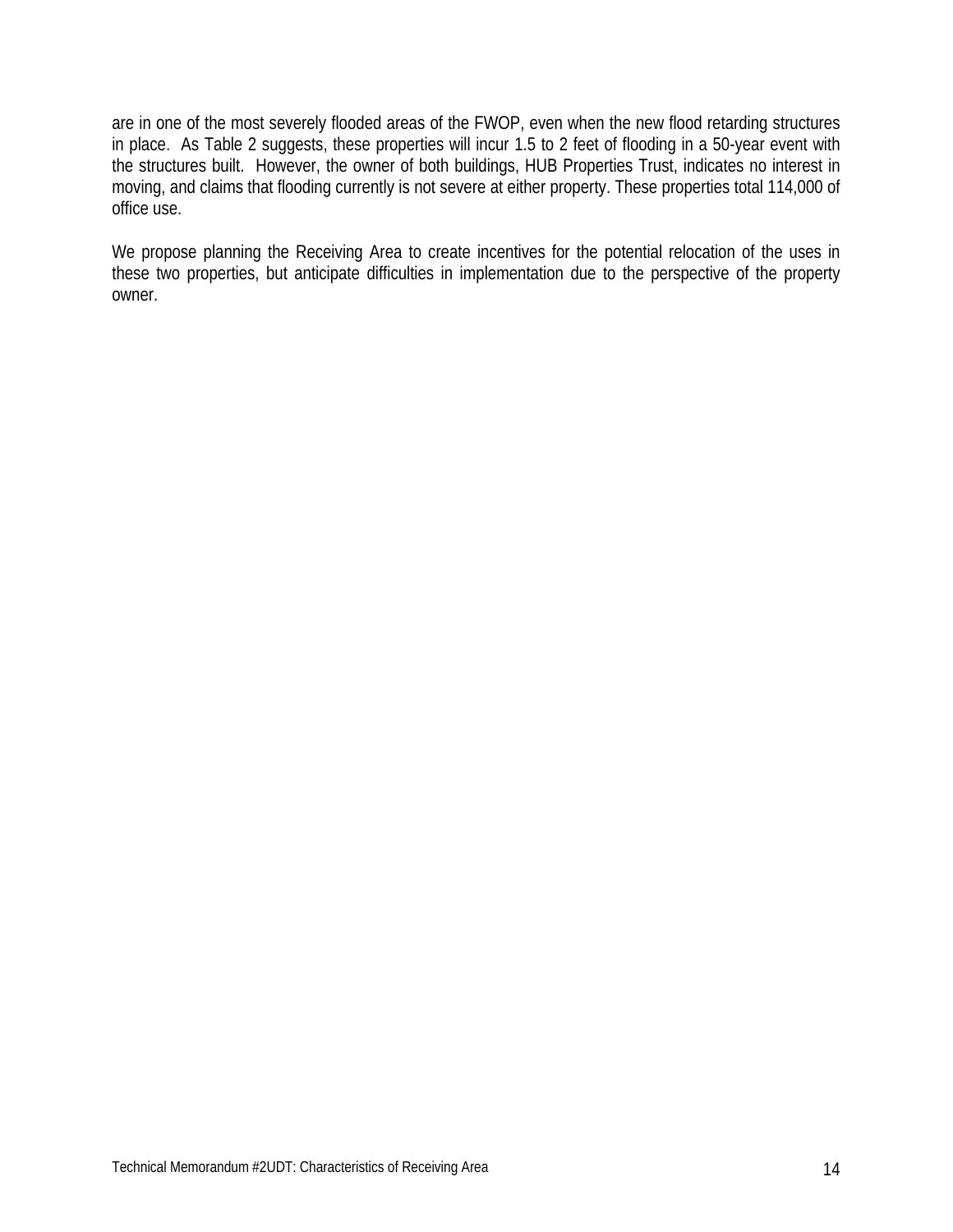are in one of the most severely flooded areas of the FWOP, even when the new flood retarding structures in place. As Table 2 suggests, these properties will incur 1.5 to 2 feet of flooding in a 50-year event with the structures built. However, the owner of both buildings, HUB Properties Trust, indicates no interest in moving, and claims that flooding currently is not severe at either property. These properties total 114,000 of office use.

We propose planning the Receiving Area to create incentives for the potential relocation of the uses in these two properties, but anticipate difficulties in implementation due to the perspective of the property owner.